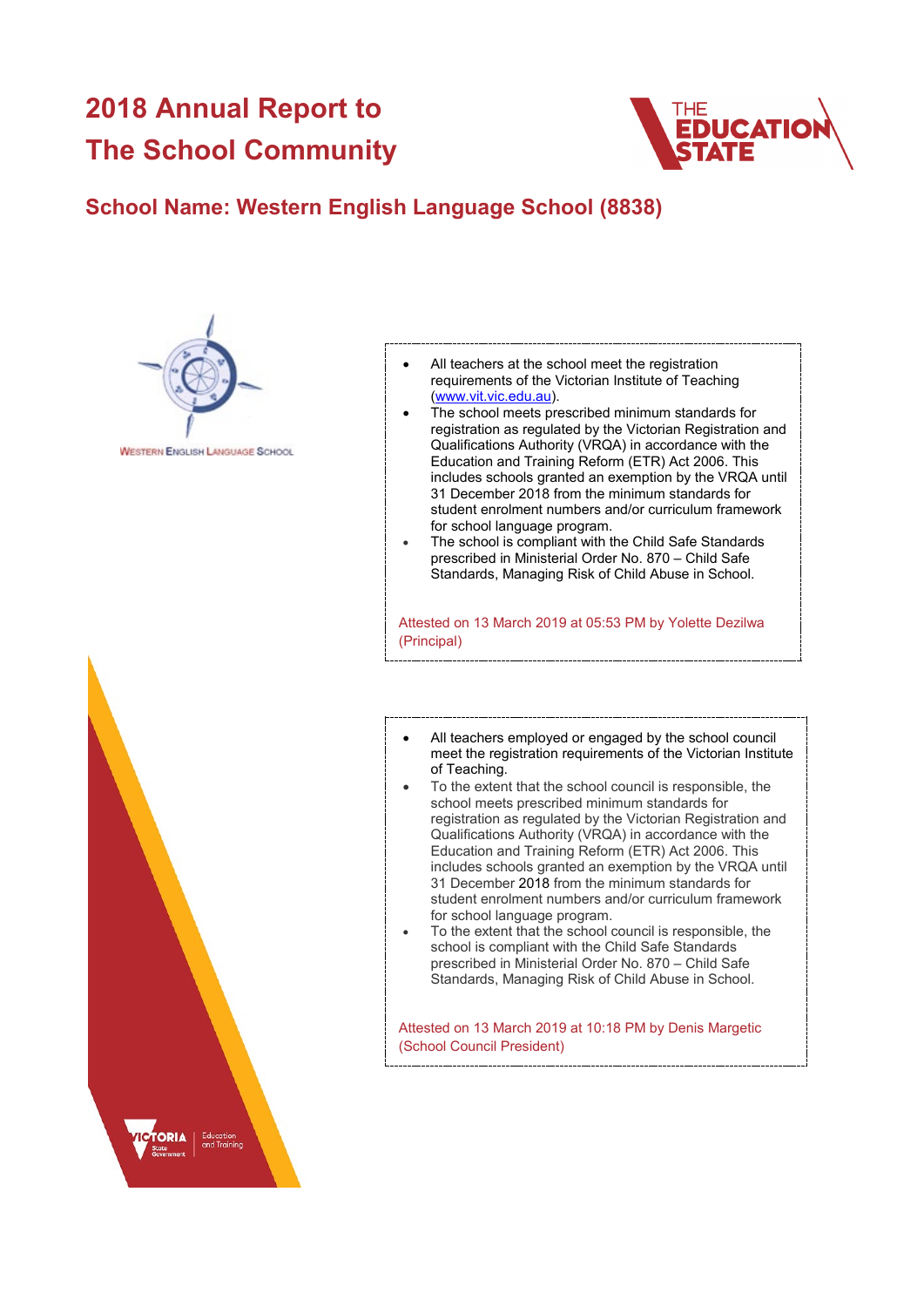# 2018 Annual Report to The School Community

## School Name: Western English Language School (8838)

Western English Language School

- All teachers at the school meet the registration requirements of the Victorian Institute of Teaching (www.vit.vic.edu.au).
- The school meets prescribed minimum standards for registration as regulated by the Victorian Registration and Qualifications Authority (VRQA) in accordance with the Education and Training Reform (ETR) Act 2006. This includes schools granted an exemption by the VRQA until 31 December 2018 from the minimum standards for student enrolment numbers and/or curriculum framework for school language program.
- The school is compliant with the Child Safe Standards prescribed in Ministerial Order No. 870 – Child Safe Standards, Managing Risk of Child Abuse in School.

Attested on 13 March 2019 at 05:53 PM by Yolette Dezilwa (Principal)

- All teachers employed or engaged by the school council meet the registration requirements of the Victorian Institute of Teaching.
- To the extent that the school council is responsible, the school meets prescribed minimum standards for registration as regulated by the Victorian Registration and Qualifications Authority (VRQA) in accordance with the Education and Training Reform (ETR) Act 2006. This includes schools granted an exemption by the VRQA until 31 December 2018 from the minimum standards for student enrolment numbers and/or curriculum framework for school language program.
- To the extent that the school council is responsible, the school is compliant with the Child Safe Standards prescribed in Ministerial Order No. 870 – Child Safe Standards, Managing Risk of Child Abuse in School.

Attested on 13 March 2019 at 10:18 PM by Denis Margetic (School Council President)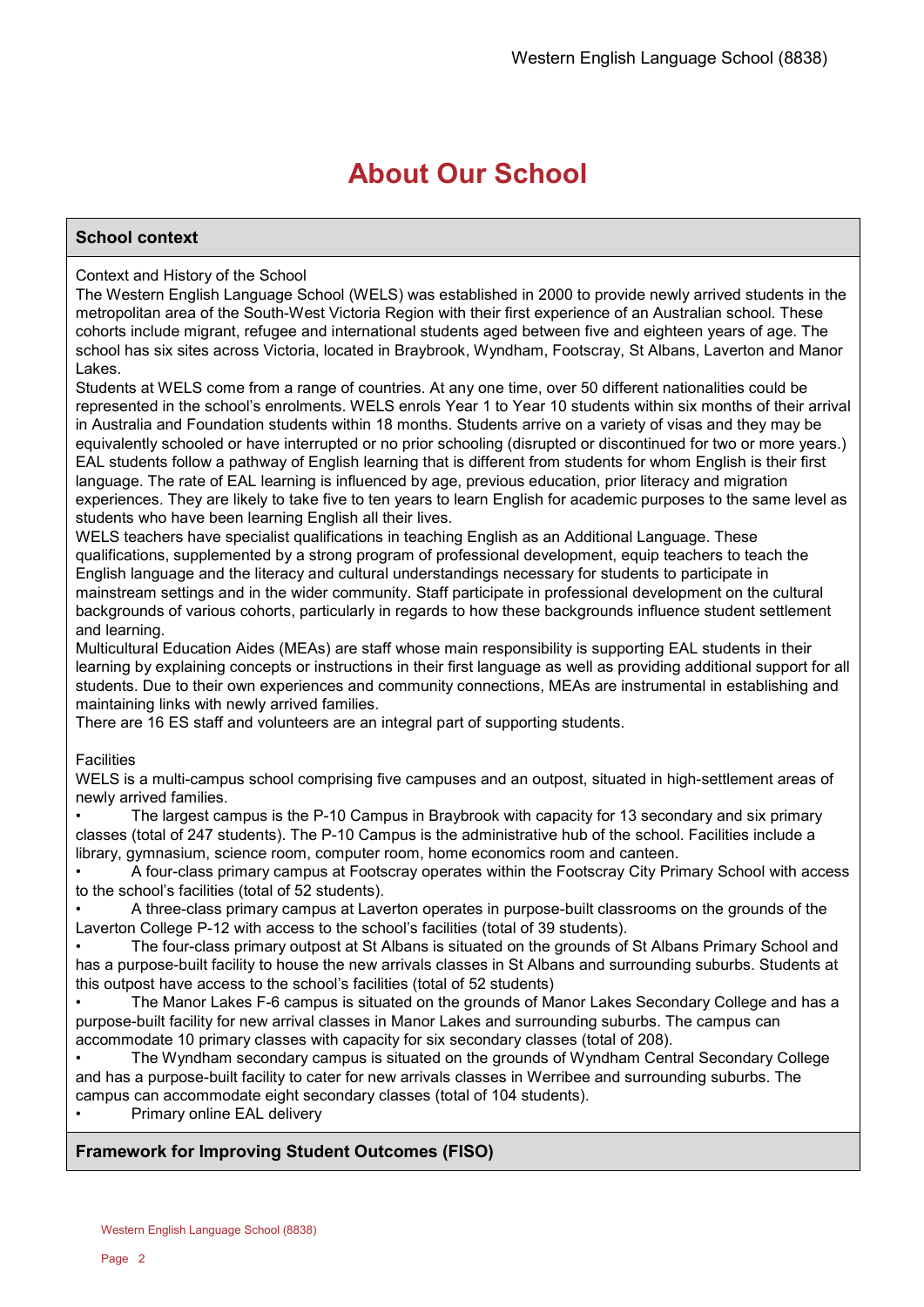# About Our School

## School context

Context and History of the School

The Western English Language School (WELS) was established in 2000 to provide newly arrived students in the metropolitan area of the South-West Victoria Region with their first experience of an Australian school. These cohorts include migrant, refugee and international students aged between five and eighteen years of age. The school has six sites across Victoria, located in Braybrook, Wyndham, Footscray, St Albans, Laverton and Manor Lakes.

Students at WELS come from a range of countries. At any one time, over 50 different nationalities could be represented in the school's enrolments. WELS enrols Year 1 to Year 10 students within six months of their arrival in Australia and Foundation students within 18 months. Students arrive on a variety of visas and they may be equivalently schooled or have interrupted or no prior schooling (disrupted or discontinued for two or more years.) EAL students follow a pathway of English learning that is different from students for whom English is their first language. The rate of EAL learning is influenced by age, previous education, prior literacy and migration experiences. They are likely to take five to ten years to learn English for academic purposes to the same level as students who have been learning English all their lives.

WELS teachers have specialist qualifications in teaching English as an Additional Language. These qualifications, supplemented by a strong program of professional development, equip teachers to teach the English language and the literacy and cultural understandings necessary for students to participate in mainstream settings and in the wider community. Staff participate in professional development on the cultural backgrounds of various cohorts, particularly in regards to how these backgrounds influence student settlement and learning.

Multicultural Education Aides (MEAs) are staff whose main responsibility is supporting EAL students in their learning by explaining concepts or instructions in their first language as well as providing additional support for all students. Due to their own experiences and community connections, MEAs are instrumental in establishing and maintaining links with newly arrived families.

There are 16 ES staff and volunteers are an integral part of supporting students.

Facilities

WELS is a multi-campus school comprising five campuses and an outpost, situated in high-settlement areas of newly arrived families.

- The largest campus is the P-10 Campus in Braybrook with capacity for 13 secondary and six primary classes (total of 247 students). The P-10 Campus is the administrative hub of the school. Facilities include a library, gymnasium, science room, computer room, home economics room and canteen.
- A four-class primary campus at Footscray operates within the Footscray City Primary School with access to the school's facilities (total of 52 students).
- A three-class primary campus at Laverton operates in purpose-built classrooms on the grounds of the Laverton College P-12 with access to the school's facilities (total of 39 students).
- The four-class primary outpost at St Albans is situated on the grounds of St Albans Primary School and has a purpose-built facility to house the new arrivals classes in St Albans and surrounding suburbs. Students at this outpost have access to the school's facilities (total of 52 students)
- The Manor Lakes F-6 campus is situated on the grounds of Manor Lakes Secondary College and has a purpose-built facility for new arrival classes in Manor Lakes and surrounding suburbs. The campus can accommodate 10 primary classes with capacity for six secondary classes (total of 208).
- The Wyndham secondary campus is situated on the grounds of Wyndham Central Secondary College and has a purpose-built facility to cater for new arrivals classes in Werribee and surrounding suburbs. The campus can accommodate eight secondary classes (total of 104 students).
- Primary online EAL delivery

## Framework for Improving Student Outcomes (FISO)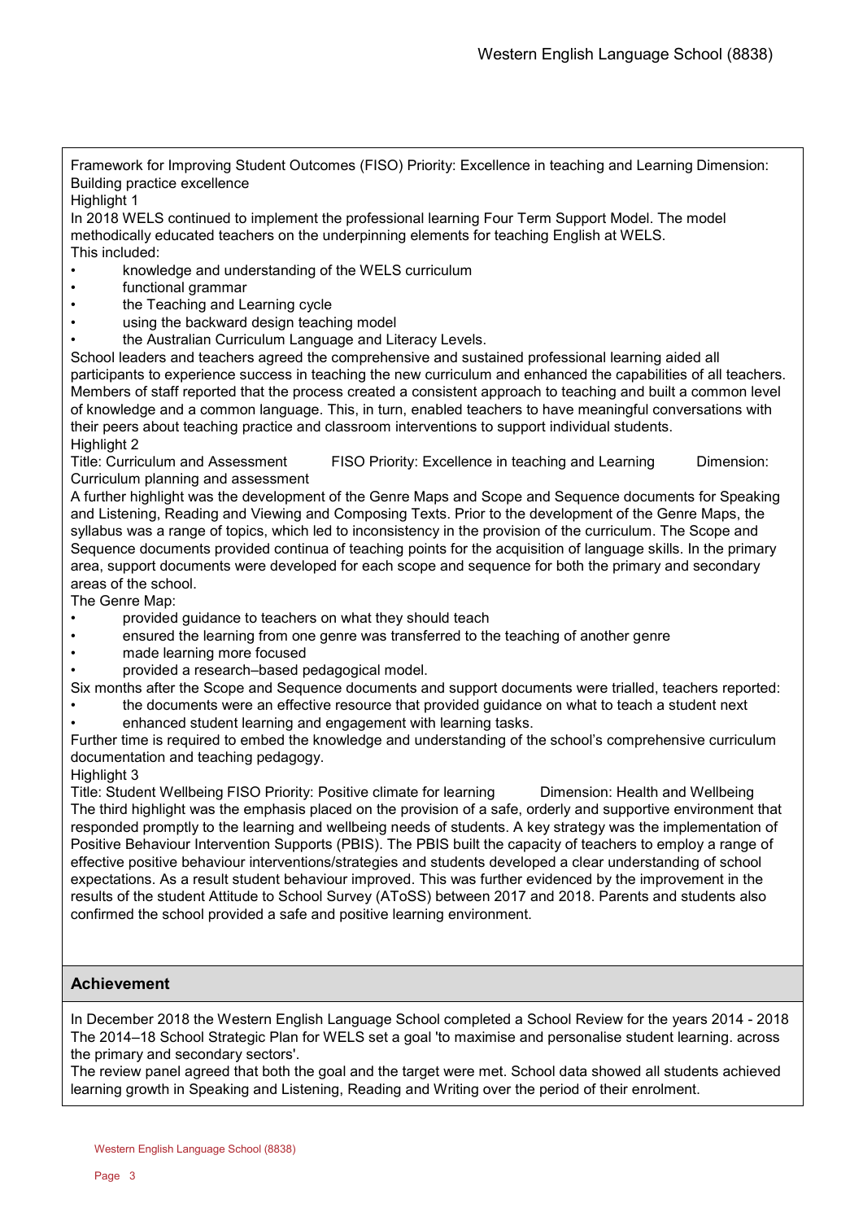Framework for Improving Student Outcomes (FISO) Priority: Excellence in teaching and Learning Dimension: Building practice excellence

Highlight 1

In 2018 WELS continued to implement the professional learning Four Term Support Model. The model methodically educated teachers on the underpinning elements for teaching English at WELS.

This included:

- knowledge and understanding of the WELS curriculum
- functional grammar
- the Teaching and Learning cycle
- using the backward design teaching model
- the Australian Curriculum Language and Literacy Levels.

School leaders and teachers agreed the comprehensive and sustained professional learning aided all participants to experience success in teaching the new curriculum and enhanced the capabilities of all teachers. Members of staff reported that the process created a consistent approach to teaching and built a common level of knowledge and a common language. This, in turn, enabled teachers to have meaningful conversations with their peers about teaching practice and classroom interventions to support individual students.

Highlight 2

Title: Curriculum and Assessment FISO Priority: Excellence in teaching and Learning Dimension: Curriculum planning and assessment

A further highlight was the development of the Genre Maps and Scope and Sequence documents for Speaking and Listening, Reading and Viewing and Composing Texts. Prior to the development of the Genre Maps, the syllabus was a range of topics, which led to inconsistency in the provision of the curriculum. The Scope and Sequence documents provided continua of teaching points for the acquisition of language skills. In the primary area, support documents were developed for each scope and sequence for both the primary and secondary areas of the school.

The Genre Map:

- provided guidance to teachers on what they should teach
- ensured the learning from one genre was transferred to the teaching of another genre
- made learning more focused
- provided a research–based pedagogical model.

Six months after the Scope and Sequence documents and support documents were trialled, teachers reported:

- the documents were an effective resource that provided guidance on what to teach a student next
- enhanced student learning and engagement with learning tasks.

Further time is required to embed the knowledge and understanding of the school's comprehensive curriculum documentation and teaching pedagogy.

Highlight 3

Title: Student Wellbeing FISO Priority: Positive climate for learning Dimension: Health and Wellbeing

The third highlight was the emphasis placed on the provision of a safe, orderly and supportive environment that responded promptly to the learning and wellbeing needs of students. A key strategy was the implementation of Positive Behaviour Intervention Supports (PBIS). The PBIS built the capacity of teachers to employ a range of effective positive behaviour interventions/strategies and students developed a clear understanding of school expectations. As a result student behaviour improved. This was further evidenced by the improvement in the results of the student Attitude to School Survey (AToSS) between 2017 and 2018. Parents and students also confirmed the school provided a safe and positive learning environment.

## Achievement

In December 2018 the Western English Language School completed a School Review for the years 2014 - 2018 The 2014–18 School Strategic Plan for WELS set a goal 'to maximise and personalise student learning. across the primary and secondary sectors'.

The review panel agreed that both the goal and the target were met. School data showed all students achieved learning growth in Speaking and Listening, Reading and Writing over the period of their enrolment.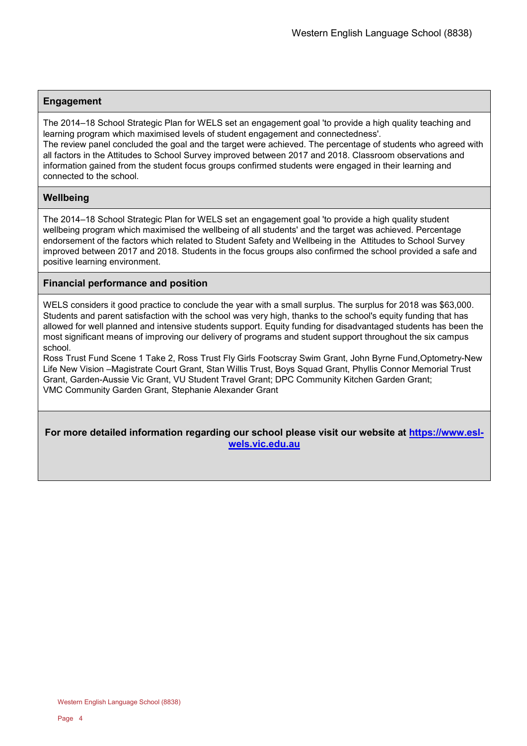## Engagement

The 2014–18 School Strategic Plan for WELS set an engagement goal 'to provide a high quality teaching and learning program which maximised levels of student engagement and connectedness'.
The review panel concluded the goal and the target were achieved. The percentage of students who agreed with all factors in the Attitudes to School Survey improved between 2017 and 2018. Classroom observations and information gained from the student focus groups confirmed students were engaged in their learning and connected to the school.

## Wellbeing

The 2014–18 School Strategic Plan for WELS set an engagement goal 'to provide a high quality student wellbeing program which maximised the wellbeing of all students' and the target was achieved. Percentage endorsement of the factors which related to Student Safety and Wellbeing in the Attitudes to School Survey improved between 2017 and 2018. Students in the focus groups also confirmed the school provided a safe and positive learning environment.

## Financial performance and position

WELS considers it good practice to conclude the year with a small surplus. The surplus for 2018 was $63,000. Students and parent satisfaction with the school was very high, thanks to the school's equity funding that has allowed for well planned and intensive students support. Equity funding for disadvantaged students has been the most significant means of improving our delivery of programs and student support throughout the six campus school.
Ross Trust Fund Scene 1 Take 2, Ross Trust Fly Girls Footscray Swim Grant, John Byrne Fund,Optometry-New Life New Vision –Magistrate Court Grant, Stan Willis Trust, Boys Squad Grant, Phyllis Connor Memorial Trust Grant, Garden-Aussie Vic Grant, VU Student Travel Grant; DPC Community Kitchen Garden Grant;
VMC Community Garden Grant, Stephanie Alexander Grant

**For more detailed information regarding our school please visit our website at [https://www.esl-wels.vic.edu.au](https://www.esl-wels.vic.edu.au)**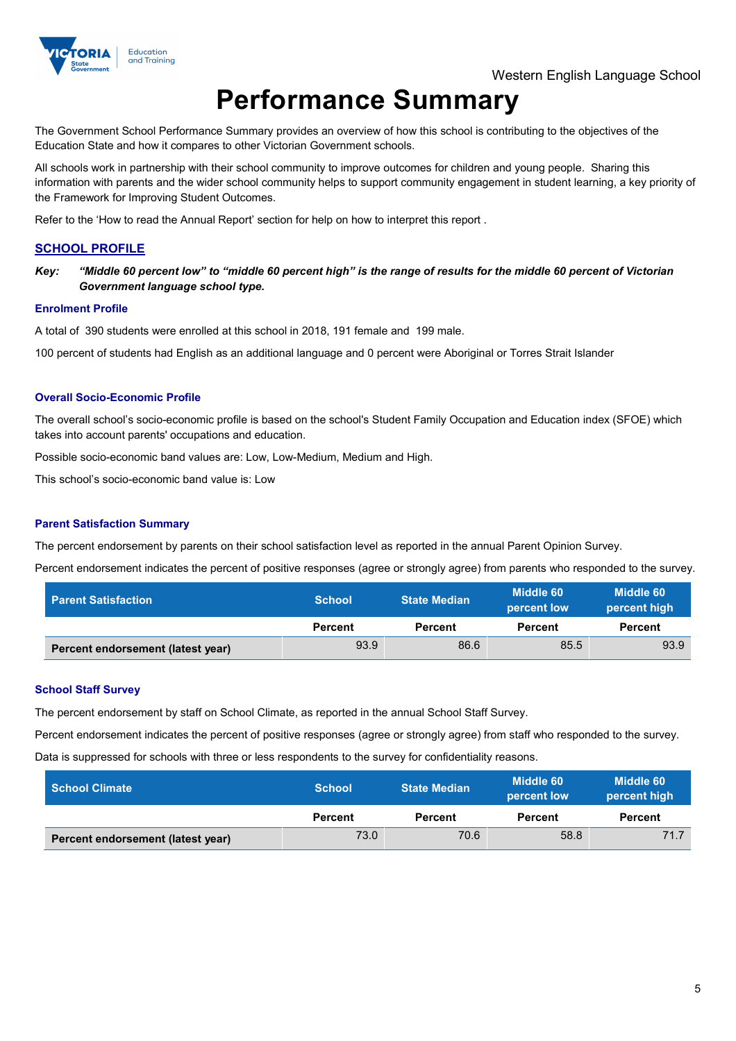Western English Language School

# Performance Summary

The Government School Performance Summary provides an overview of how this school is contributing to the objectives of the Education State and how it compares to other Victorian Government schools.

All schools work in partnership with their school community to improve outcomes for children and young people. Sharing this information with parents and the wider school community helps to support community engagement in student learning, a key priority of the Framework for Improving Student Outcomes.

Refer to the 'How to read the Annual Report' section for help on how to interpret this report .

## SCHOOL PROFILE

***Key:*** ***"Middle 60 percent low" to "middle 60 percent high" is the range of results for the middle 60 percent of Victorian Government language school type.***

### Enrolment Profile

A total of 390 students were enrolled at this school in 2018, 191 female and 199 male.

100 percent of students had English as an additional language and 0 percent were Aboriginal or Torres Strait Islander

### Overall Socio-Economic Profile

The overall school's socio-economic profile is based on the school's Student Family Occupation and Education index (SFOE) which takes into account parents' occupations and education.

Possible socio-economic band values are: Low, Low-Medium, Medium and High.

This school's socio-economic band value is: Low

### Parent Satisfaction Summary

The percent endorsement by parents on their school satisfaction level as reported in the annual Parent Opinion Survey.

Percent endorsement indicates the percent of positive responses (agree or strongly agree) from parents who responded to the survey.

| Parent Satisfaction | School | State Median | Middle 60 percent low | Middle 60 percent high |
|---|---|---|---|---|
| | Percent | Percent | Percent | Percent |
| Percent endorsement (latest year) | 93.9 | 86.6 | 85.5 | 93.9 |

### School Staff Survey

The percent endorsement by staff on School Climate, as reported in the annual School Staff Survey.

Percent endorsement indicates the percent of positive responses (agree or strongly agree) from staff who responded to the survey.

Data is suppressed for schools with three or less respondents to the survey for confidentiality reasons.

| School Climate | School | State Median | Middle 60 percent low | Middle 60 percent high |
|---|---|---|---|---|
| | Percent | Percent | Percent | Percent |
| Percent endorsement (latest year) | 73.0 | 70.6 | 58.8 | 71.7 |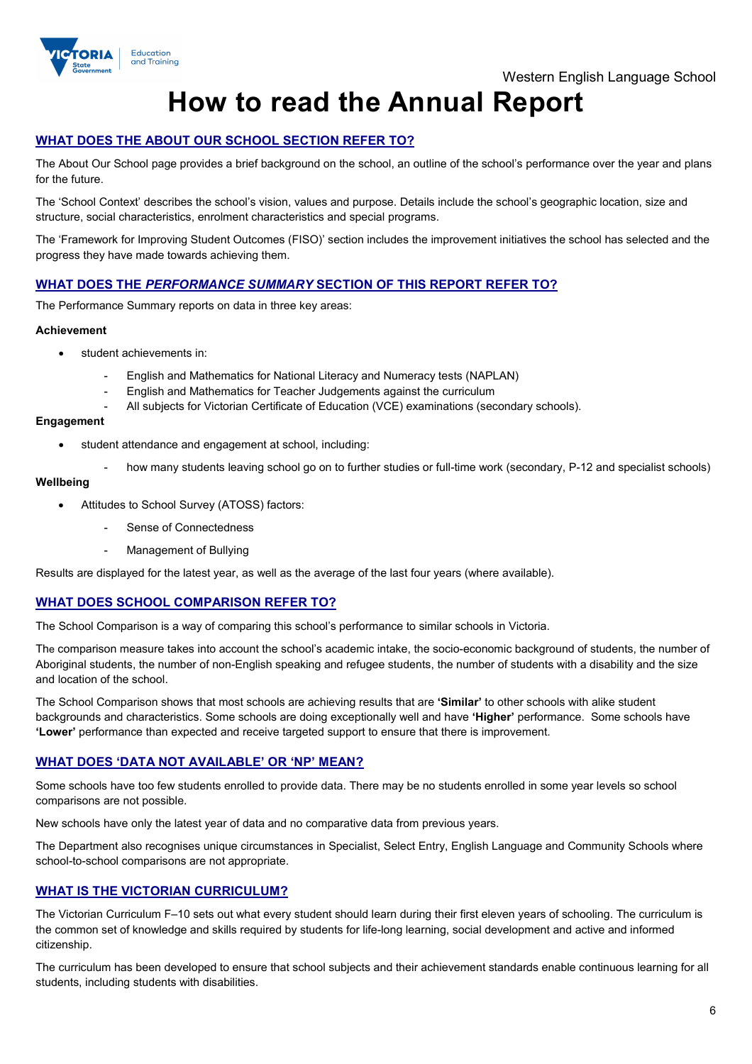# How to read the Annual Report

## WHAT DOES THE ABOUT OUR SCHOOL SECTION REFER TO?

The About Our School page provides a brief background on the school, an outline of the school's performance over the year and plans for the future.

The 'School Context' describes the school's vision, values and purpose. Details include the school's geographic location, size and structure, social characteristics, enrolment characteristics and special programs.

The 'Framework for Improving Student Outcomes (FISO)' section includes the improvement initiatives the school has selected and the progress they have made towards achieving them.

## WHAT DOES THE *PERFORMANCE SUMMARY* SECTION OF THIS REPORT REFER TO?

The Performance Summary reports on data in three key areas:

**Achievement**

- student achievements in:
  - English and Mathematics for National Literacy and Numeracy tests (NAPLAN)
  - English and Mathematics for Teacher Judgements against the curriculum
  - All subjects for Victorian Certificate of Education (VCE) examinations (secondary schools).

**Engagement**

- student attendance and engagement at school, including:
  - how many students leaving school go on to further studies or full-time work (secondary, P-12 and specialist schools)

**Wellbeing**

- Attitudes to School Survey (ATOSS) factors:
  - Sense of Connectedness
  - Management of Bullying

Results are displayed for the latest year, as well as the average of the last four years (where available).

## WHAT DOES SCHOOL COMPARISON REFER TO?

The School Comparison is a way of comparing this school's performance to similar schools in Victoria.

The comparison measure takes into account the school's academic intake, the socio-economic background of students, the number of Aboriginal students, the number of non-English speaking and refugee students, the number of students with a disability and the size and location of the school.

The School Comparison shows that most schools are achieving results that are **'Similar'** to other schools with alike student backgrounds and characteristics. Some schools are doing exceptionally well and have **'Higher'** performance. Some schools have **'Lower'** performance than expected and receive targeted support to ensure that there is improvement.

## WHAT DOES 'DATA NOT AVAILABLE' OR 'NP' MEAN?

Some schools have too few students enrolled to provide data. There may be no students enrolled in some year levels so school comparisons are not possible.

New schools have only the latest year of data and no comparative data from previous years.

The Department also recognises unique circumstances in Specialist, Select Entry, English Language and Community Schools where school-to-school comparisons are not appropriate.

## WHAT IS THE VICTORIAN CURRICULUM?

The Victorian Curriculum F–10 sets out what every student should learn during their first eleven years of schooling. The curriculum is the common set of knowledge and skills required by students for life-long learning, social development and active and informed citizenship.

The curriculum has been developed to ensure that school subjects and their achievement standards enable continuous learning for all students, including students with disabilities.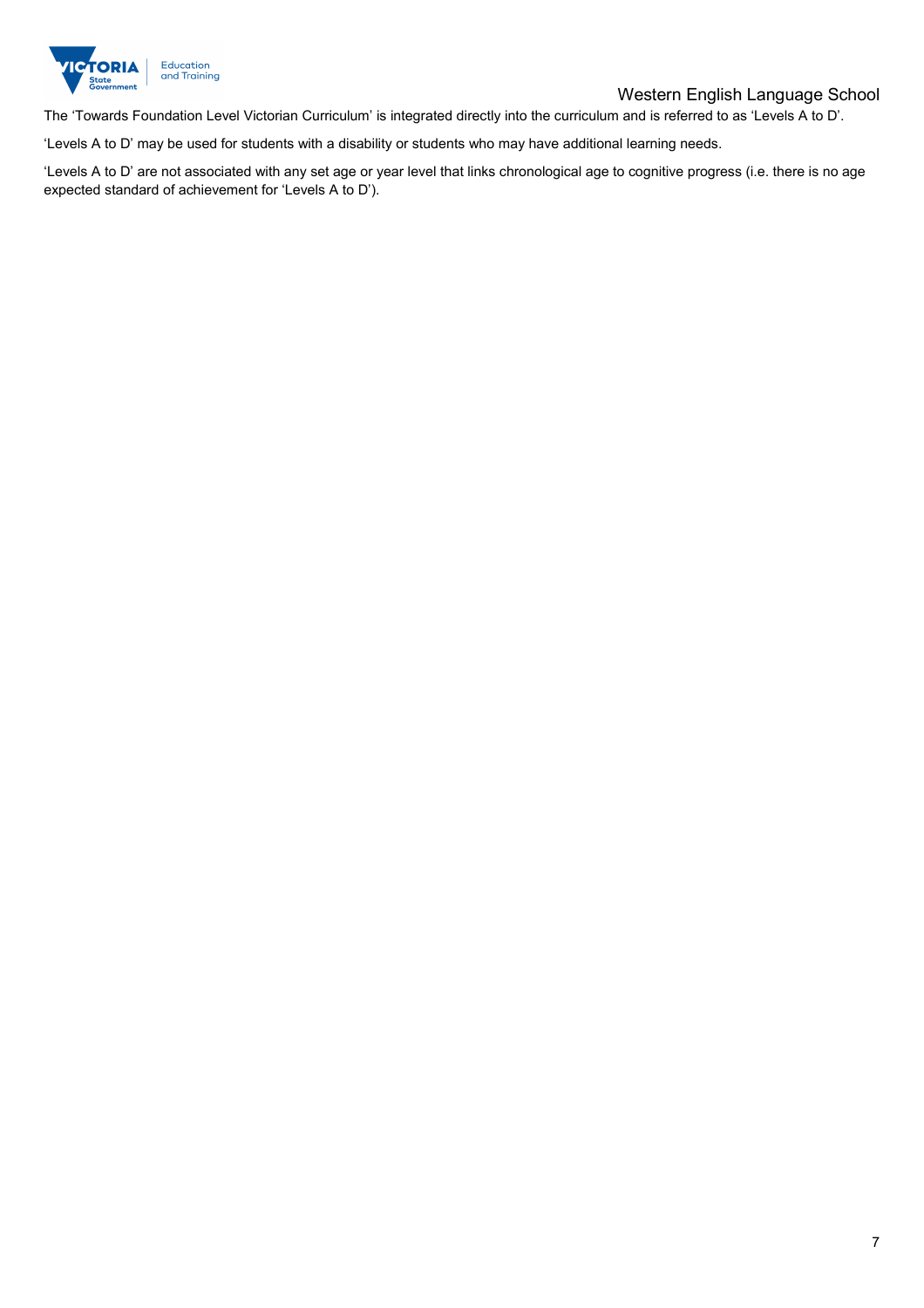The ‘Towards Foundation Level Victorian Curriculum’ is integrated directly into the curriculum and is referred to as ‘Levels A to D’.

‘Levels A to D’ may be used for students with a disability or students who may have additional learning needs.

‘Levels A to D’ are not associated with any set age or year level that links chronological age to cognitive progress (i.e. there is no age expected standard of achievement for ‘Levels A to D’).